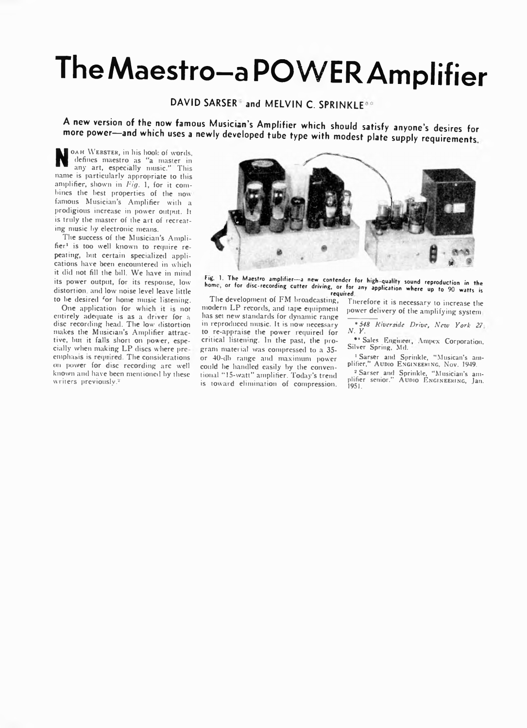# The Maestro—a POWER Amplifier

DAVID SARSER* and MELVIN C. SPRINKLE**

**A new version of the now famous Musician's Amplifier which should satisfy anyone's desires for more power—and which uses a newly developed tube type with modest plate supply requirements.**

NOAH WEBSTER, in his book of words, defines maestro as "a master in any art, especially music." This name is particularly appropriate to this amplifier, shown in *Fig.* 1, for it combines the best properties of the now famous Musician's Amplifier with a prodigious increase in power output. It is truly the master of the art of recreating music by electronic means.

The success of the Musician's Amplifier[1] is too well known to require repeating, but certain specialized applications have been encountered in which it did not fill the bill. We have in mind its power output, for its response, low distortion, and low noise level leave little to be desired for home music listening.

One application for which it is not entirely adequate is as a driver for a disc recording head. The low distortion makes the Musician's Amplifier attractive, but it falls short on power, especially when making LP discs where preemphasis is required. The considerations on power for disc recording are well known and have been mentioned by these writers previously.[2]

Fig. 1. The Maestro amplifier—a new contender for high-quality sound reproduction in the home, or for disc-recording cutter driving, or for any application where up to 90 watts is required.

The development of FM broadcasting, modern LP records, and tape equipment has set new standards for dynamic range in reproduced music. It is now necessary to re-appraise the power required for critical listening. In the past, the program material was compressed to a 35- or 40-db range and maximum power could be handled easily by the conventional "15-watt" amplifier. Today's trend is toward elimination of compression. Therefore it is necessary to increase the power delivery of the amplifying system.

---

\* *548 Riverside Drive, New York 27, N. Y.*

\*\* Sales Engineer, Ampex Corporation, Silver Spring, Md.

[1] Sarser and Sprinkle, "Musican's amplifier," AUDIO ENGINEERING, Nov. 1949.

[2] Sarser and Sprinkle, "Musician's amplifier senior." AUDIO ENGINEERING, Jan. 1951.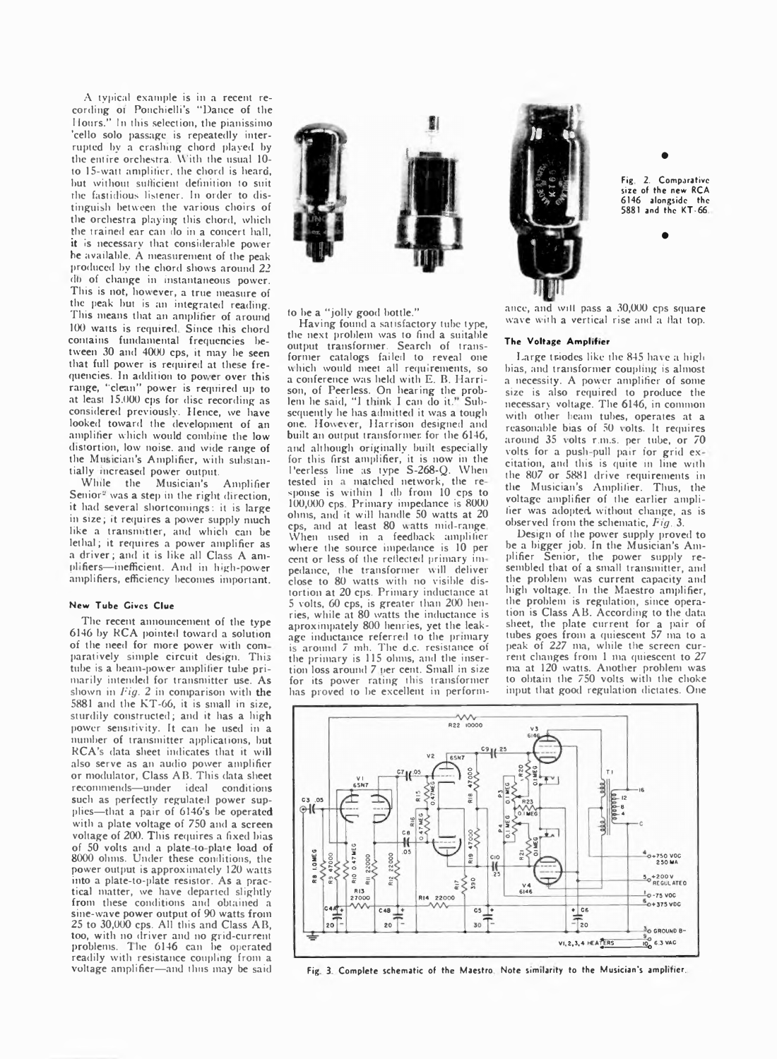A typical example is in a recent recording of Ponchielli's "Dance of the Hours." In this selection, the pianissimo 'cello solo passage is repeatedly interrupted by a crashing chord played by the entire orchestra. With the usual 10- to 15-watt amplifier, the chord is heard, but without sufficient definition to suit the fastidious listener. In order to distinguish between the various choirs of the orchestra playing this chord, which the trained ear can do in a concert hall, it is necessary that considerable power be available. A measurement of the peak produced by the chord shows around 22 db of change in instantaneous power. This is not, however, a true measure of the peak but is an integrated reading. This means that an amplifier of around 100 watts is required. Since this chord contains fundamental frequencies between 30 and 4000 cps, it may be seen that full power is required at these frequencies. In addition to power over this range, "clean" power is required up to at least 15,000 cps for disc recording as considered previously. Hence, we have looked toward the development of an amplifier which would combine the low distortion, low noise, and wide range of the Musician's Amplifier, with substantially increased power output.

While the Musician's Amplifier Senior[2] was a step in the right direction, it had several shortcomings: it is large in size; it requires a power supply much like a transmitter, and which can be lethal; it requires a power amplifier as a driver; and it is like all Class A amplifiers—inefficient. And in high-power amplifiers, efficiency becomes important.

#### New Tube Gives Clue

The recent announcement of the type 6146 by RCA pointed toward a solution of the need for more power with comparatively simple circuit design. This tube is a beam-power amplifier tube primarily intended for transmitter use. As shown in *Fig.* 2 in comparison with the 5881 and the KT-66, it is small in size, sturdily constructed; and it has a high power sensitivity. It can be used in a number of transmitter applications, but RCA's data sheet indicates that it will also serve as an audio power amplifier or modulator, Class AB. This data sheet recommends—under ideal conditions such as perfectly regulated power supplies—that a pair of 6146's be operated with a plate voltage of 750 and a screen voltage of 200. This requires a fixed bias of 50 volts and a plate-to-plate load of 8000 ohms. Under these conditions, the power output is approximately 120 watts into a plate-to-plate resistor. As a practical matter, we have departed slightly from these conditions and obtained a sine-wave power output of 90 watts from 25 to 30,000 cps. All this and Class AB, too, with no driver and no grid-current problems. The 6146 can be operated readily with resistance coupling from a voltage amplifier—and thus may be said to be a "jolly good bottle."

Fig. 2. Comparative size of the new RCA 6146 alongside the 5881 and the KT-66.

Having found a satisfactory tube type, the next problem was to find a suitable output transformer. Search of transformer catalogs failed to reveal one which would meet all requirements, so a conference was held with E. B. Harrison, of Peerless. On hearing the problem he said, "I think I can do it." Subsequently he has admitted it was a tough one. However, Harrison designed and built an output transformer for the 6146, and although originally built especially for this first amplifier, it is now in the Peerless line as type S-268-Q. When tested in a matched network, the response is within 1 db from 10 cps to 100,000 cps. Primary impedance is 8000 ohms, and it will handle 50 watts at 20 cps, and at least 80 watts mid-range. When used in a feedback amplifier where the source impedance is 10 per cent or less of the reflected primary impedance, the transformer will deliver close to 80 watts with no visible distortion at 20 cps. Primary inductance at 5 volts, 60 cps, is greater than 200 henries, while at 80 watts the inductance is aproximpately 800 henries, yet the leakage inductance referred to the primary is around 7 mh. The d.c. resistance of the primary is 115 ohms, and the insertion loss around 7 per cent. Small in size for its power rating this transformer has proved to be excellent in performance, and will pass a 30,000 cps square wave with a vertical rise and a flat top.

#### The Voltage Amplifier

Large triodes like the 845 have a high bias, and transformer coupling is almost a necessity. A power amplifier of some size is also required to produce the necessary voltage. The 6146, in common with other beam tubes, operates at a reasonable bias of 50 volts. It requires around 35 volts r.m.s. per tube, or 70 volts for a push-pull pair for grid excitation, and this is quite in line with the 807 or 5881 drive requirements in the Musician's Amplifier. Thus, the voltage amplifier of the earlier amplifier was adopted without change, as is observed from the schematic, *Fig.* 3.

Design of the power supply proved to be a bigger job. In the Musician's Amplifier Senior, the power supply resembled that of a small transmitter, and the problem was current capacity and high voltage. In the Maestro amplifier, the problem is regulation, since operation is Class AB. According to the data sheet, the plate current for a pair of tubes goes from a quiescent 57 ma to a peak of 227 ma, while the screen current changes from 1 ma quiescent to 27 ma at 120 watts. Another problem was to obtain the 750 volts with the choke input that good regulation dictates. One

Fig. 3. Complete schematic of the Maestro. Note similarity to the Musician's amplifier.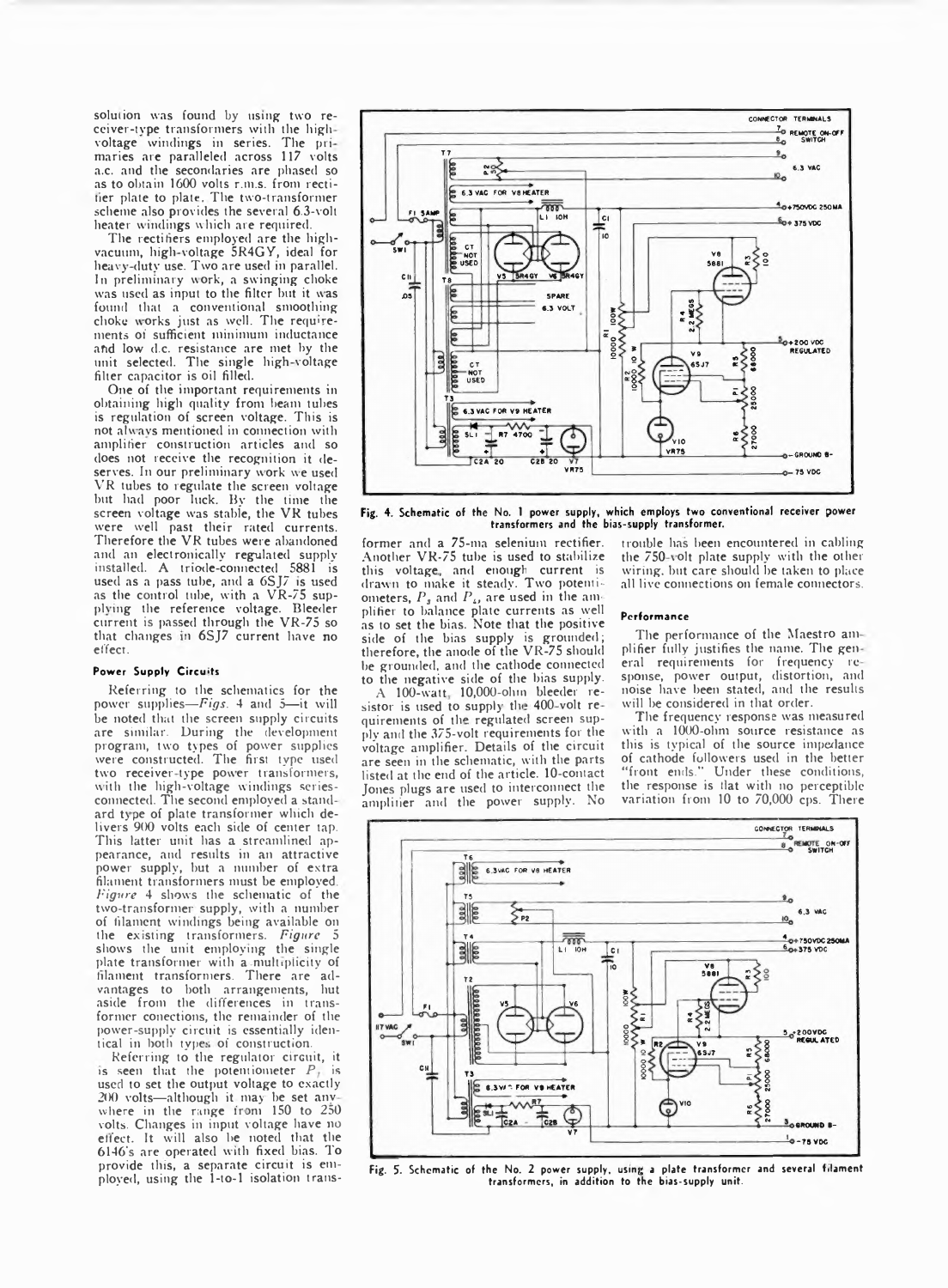solution was found by using two receiver-type transformers with the high-voltage windings in series. The primaries are paralleled across 117 volts a.c. and the secondaries are phased so as to obtain 1600 volts r.m.s. from rectifier plate to plate. The two-transformer scheme also provides the several 6.3-volt heater windings which are required.

The rectifiers employed are the high-vacuum, high-voltage 5R4GY, ideal for heavy-duty use. Two are used in parallel. In preliminary work, a swinging choke was used as input to the filter but it was found that a conventional smoothing choke works just as well. The requirements of sufficient minimum inductance and low d.c. resistance are met by the unit selected. The single high-voltage filter capacitor is oil filled.

One of the important requirements in obtaining high quality from beam tubes is regulation of screen voltage. This is not always mentioned in connection with amplifier construction articles and so does not receive the recognition it deserves. In our preliminary work we used VR tubes to regulate the screen voltage but had poor luck. By the time the screen voltage was stable, the VR tubes were well past their rated currents. Therefore the VR tubes were abandoned and an electronically regulated supply installed. A triode-connected 5881 is used as a pass tube, and a 6SJ7 is used as the control tube, with a VR-75 supplying the reference voltage. Bleeder current is passed through the VR-75 so that changes in 6SJ7 current have no effect.

#### Power Supply Circuits

Referring to the schematics for the power supplies—*Figs.* 4 and 5—it will be noted that the screen supply circuits are similar. During the development program, two types of power supplies were constructed. The first type used two receiver-type power transformers, with the high-voltage windings series-connected. The second employed a standard type of plate transformer which delivers 900 volts each side of center tap. This latter unit has a streamlined appearance, and results in an attractive power supply, but a number of extra filament transformers must be employed. *Figure* 4 shows the schematic of the two-transformer supply, with a number of filament windings being available on the existing transformers. *Figure* 5 shows the unit employing the single plate transformer with a multiplicity of filament transformers. There are advantages to both arrangements, but aside from the differences in transformer conections, the remainder of the power-supply circuit is essentially identical in both types of construction.

Referring to the regulator circuit, it is seen that the potentiometer $P_1$ is used to set the output voltage to exactly 200 volts—although it may be set anywhere in the range from 150 to 250 volts. Changes in input voltage have no effect. It will also be noted that the 6146's are operated with fixed bias. To provide this, a separate circuit is employed, using the 1-to-1 isolation transformer and a 75-ma selenium rectifier. Another VR-75 tube is used to stabilize this voltage, and enough current is drawn to make it steady. Two potentiometers, $P_2$ and $P_3$, are used in the amplifier to balance plate currents as well as to set the bias. Note that the positive side of the bias supply is grounded; therefore, the anode of the VR-75 should be grounded, and the cathode connected to the negative side of the bias supply.

A 100-watt, 10,000-ohm bleeder resistor is used to supply the 400-volt requirements of the regulated screen supply and the 375-volt requirements for the voltage amplifier. Details of the circuit are seen in the schematic, with the parts listed at the end of the article. 10-contact Jones plugs are used to interconnect the amplifier and the power supply. No trouble has been encountered in cabling the 750-volt plate supply with the other wiring, but care should be taken to place all live connections on female connectors.

Fig. 4. Schematic of the No. 1 power supply, which employs two conventional receiver power transformers and the bias-supply transformer.

#### Performance

The performance of the Maestro amplifier fully justifies the name. The general requirements for frequency response, power output, distortion, and noise have been stated, and the results will be considered in that order.

The frequency response was measured with a 1000-ohm source resistance as this is typical of the source impedance of cathode followers used in the better "front ends." Under these conditions, the response is flat with no perceptible variation from 10 to 70,000 cps. There

Fig. 5. Schematic of the No. 2 power supply, using a plate transformer and several filament transformers, in addition to the bias-supply unit.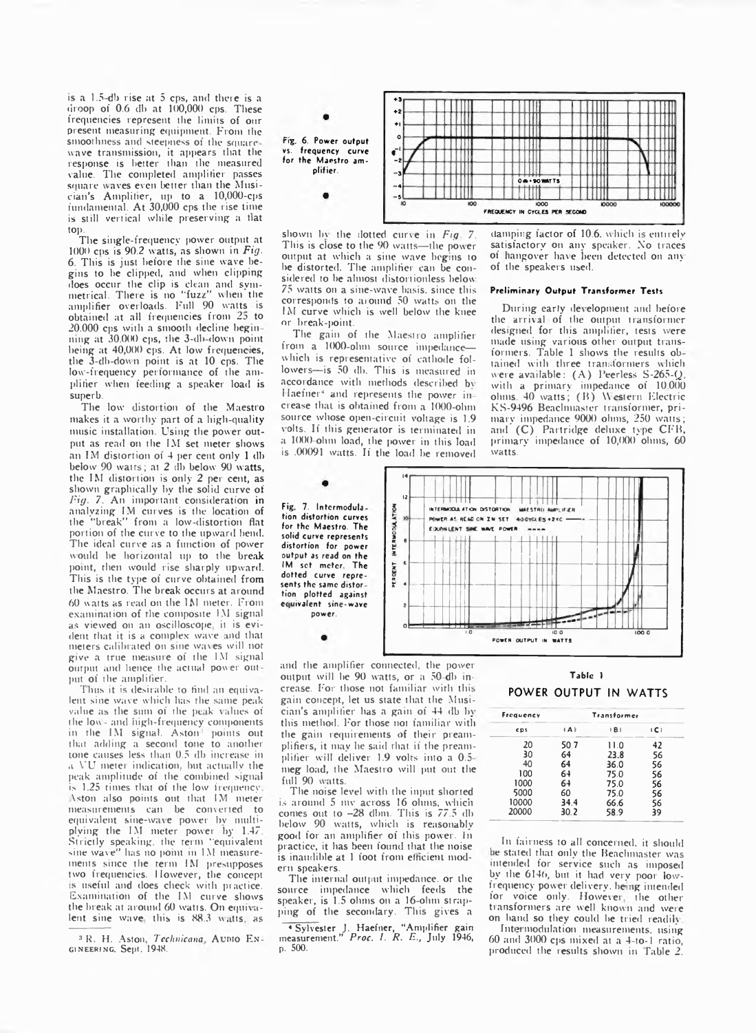is a 1.5-db rise at 5 cps, and there is a droop of 0.6 db at 100,000 cps. These frequencies represent the limits of our present measuring equipment. From the smoothness and steepness of the square-wave transmission, it appears that the response is better than the measured value. The completed amplifier passes square waves even better than the Musician's Amplifier, up to a 10,000-cps fundamental. At 30,000 cps the rise time is still vertical while preserving a flat top.

The single-frequency power output at 1000 cps is 90.2 watts, as shown in *Fig.* 6. This is just before the sine wave begins to be clipped, and when clipping does occur the clip is clean and symmetrical. There is no "fuzz" when the amplifier overloads. Full 90 watts is obtained at all frequencies from 25 to 20,000 cps with a smooth decline beginning at 30,000 cps, the 3-db-down point being at 40,000 cps. At low frequencies, the 3-db-down point is at 10 cps. The low-frequency performance of the amplifier when feeding a speaker load is superb.

Fig. 6. Power output vs. frequency curve for the Maestro amplifier.

The low distortion of the Maestro makes it a worthy part of a high-quality music installation. Using the power output as read on the IM set meter shows an IM distortion of 4 per cent only 1 db below 90 watts; at 2 db below 90 watts, the IM distortion is only 2 per cent, as shown graphically by the solid curve of *Fig.* 7. An important consideration in analyzing IM curves is the location of the "break" from a low-distortion flat portion of the curve to the upward bend. The ideal curve as a function of power would be horizontal up to the break point, then would rise sharply upward. This is the type of curve obtained from the Maestro. The break occurs at around 60 watts as read on the IM meter. From examination of the composite IM signal as viewed on an oscilloscope, it is evident that it is a complex wave and that meters calibrated on sine waves will not give a true measure of the IM signal output and hence the actual power output of the amplifier.

Thus it is desirable to find an equivalent sine wave which has the same peak value as the sum of the peak values of the low- and high-frequency components in the IM signal. Aston[3] points out that adding a second tone to another tone causes less than 0.5 db increase in a VU meter indication, but actually the peak amplitude of the combined signal is 1.25 times that of the low frequency. Aston also points out that IM meter measurements can be converted to equivalent sine-wave power by multiplying the IM meter power by 1.47. Strictly speaking, the term "equivalent sine wave" has no point in IM measurements since the term IM presupposes two frequencies. However, the concept is useful and does check with practice. Examination of the IM curve shows the break at around 60 watts. On equivalent sine wave, this is 88.3 watts, as shown by the dotted curve in *Fig.* 7. This is close to the 90 watts—the power output at which a sine wave begins to be distorted. The amplifier can be considered to be almost distortionless below 75 watts on a sine-wave basis, since this corresponds to around 50 watts on the IM curve which is well below the knee or break-point.

Fig. 7. Intermodulation distortion curves for the Maestro. The solid curve represents distortion for power output as read on the IM set meter. The dotted curve represents the same distortion plotted against equivalent sine-wave power.

The gain of the Maestro amplifier from a 1000-ohm source impedance—which is representative of cathode followers—is 50 db. This is measured in accordance with methods described by Haefner[4] and represents the power increase that is obtained from a 1000-ohm source whose open-circuit voltage is 1.9 volts. If this generator is terminated in a 1000-ohm load, the power in this load is .00091 watts. If the load be removed and the amplifier connected, the power output will be 90 watts, or a 50-db increase. For those not familiar with this gain concept, let us state that the Musician's amplifier has a gain of 44 db by this method. For those not familiar with the gain requirements of their preamplifiers, it may be said that if the preamplifier will deliver 1.9 volts into a 0.5-meg load, the Maestro will put out the full 90 watts.

The noise level with the input shorted is around 5 mv across 16 ohms, which comes out to –28 dbm. This is 77.5 db below 90 watts, which is reasonably good for an amplifier of this power. In practice, it has been found that the noise is inaudible at 1 foot from efficient modern speakers.

The internal output impedance, or the source impedance which feeds the speaker, is 1.5 ohms on a 16-ohm strapping of the secondary. This gives a damping factor of 10.6, which is entirely satisfactory on any speaker. No traces of hangover have been detected on any of the speakers used.

#### Preliminary Output Transformer Tests

During early development and before the arrival of the output transformer designed for this amplifier, tests were made using various other output transformers. Table 1 shows the results obtained with three transformers which were available: (A) Peerless S-265-Q, with a primary impedance of 10,000 ohms, 40 watts; (B) Western Electric KS-9496 Beachmaster transformer, primary impedance 9000 ohms, 250 watts; and (C) Partridge deluxe type CFB, primary impedance of 10,000 ohms, 60 watts.

**Table 1**

**POWER OUTPUT IN WATTS**

| Frequency | Transformer | | |
|---|---|---|---|
| cps | (A) | (B) | (C) |
| 20 | 50.7 | 11.0 | 42 |
| 30 | 64 | 23.8 | 56 |
| 40 | 64 | 36.0 | 56 |
| 100 | 64 | 75.0 | 56 |
| 1000 | 64 | 75.0 | 56 |
| 5000 | 60 | 75.0 | 56 |
| 10000 | 34.4 | 66.6 | 56 |
| 20000 | 30.2 | 58.9 | 39 |

In fairness to all concerned, it should be stated that only the Beachmaster was intended for service such as imposed by the 6146, but it had very poor low-frequency power delivery, being intended for voice only. However, the other transformers are well known and were on hand so they could be tried readily.

Intermodulation measurements, using 60 and 3000 cps mixed at a 4-to-1 ratio, produced the results shown in Table 2.

[3] R. H. Aston, *Technicana*, AUDIO ENGINEERING, Sept. 1948.

[4] Sylvester J. Haefner, "Amplifier gain measurement." *Proc. I. R. E.*, July 1946, p. 500.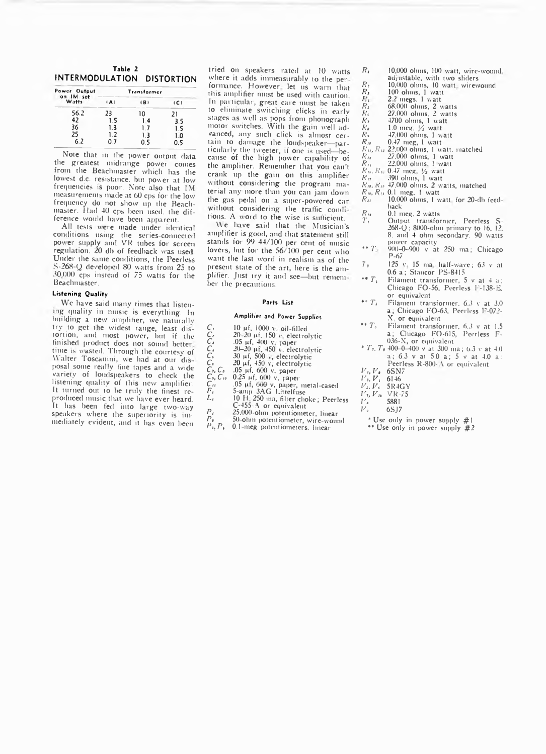### Table 2
### INTERMODULATION DISTORTION

| Power Output on IM set Watts | Transformer | | |
|---|---|---|---|
| | (A) | (B) | (C) |
| 56.2 | 23 | 10 | 21 |
| 42 | 1.5 | 1.4 | 3.5 |
| 36 | 1.3 | 1.7 | 1.5 |
| 25 | 1.2 | 1.3 | 1.0 |
| 6.2 | 0.7 | 0.5 | 0.5 |

Note that in the power output data the greatest midrange power comes from the Beachmaster which has the lowest d.c. resistance, but power at low frequencies is poor. Note also that IM measurements made at 60 cps for the low frequency do not show up the Beachmaster. Had 40 cps been used, the difference would have been apparent.

All tests were made under identical conditions using the series-connected power supply and VR tubes for screen regulation. 20 db of feedback was used. Under the same conditions, the Peerless S-268-Q developed 80 watts from 25 to 30,000 cps instead of 75 watts for the Beachmaster.

#### Listening Quality

We have said many times that listening quality in music is everything. In building a new amplifier, we naturally try to get the widest range, least distortion, and most power, but if the finished product does not sound better, time is wasted. Through the courtesy of Walter Toscanini, we had at our disposal some really fine tapes and a wide variety of loudspeakers to check the listening quality of this new amplifier. It turned out to be truly the finest reproduced music that we have ever heard. It has been fed into large two-way speakers where the superiority is immediately evident, and it has even been tried on speakers rated at 10 watts where it adds immeasurably to the performance. However, let us warn that this amplifier must be used with caution. In particular, great care must be taken to eliminate switching clicks in early stages as well as pops from phonograph motor switches. With the gain well advanced, any such click is almost certain to damage the loudspeaker—particularly the tweeter, if one is used—because of the high power capability of the amplifier. Remember that you can't crank up the gain on this amplifier without considering the program material any more than you can jam down the gas pedal on a super-powered car without considering the traffic conditions. A word to the wise is sufficient.

We have said that the Musician's amplifier is good, and that statement still stands for 99 44/100 per cent of music lovers, but for the 56/100 per cent who want the last word in realism as of the present state of the art, here is the amplifier. Just try it and see—but remember the precautions.

#### Parts List

##### Amplifier and Power Supplies

| | |
|---|---|
| $C_1$ | 10 μf, 1000 v, oil-filled |
| $C_2$ | 20-20 μf, 150 v, electrolytic |
| $C_3$ | .05 μf, 400 v, paper |
| $C_4$ | 20-20 μf, 450 v, electrolytic |
| $C_5$ | 30 μf, 500 v, electrolytic |
| $C_6$ | 20 μf, 450 v, electrolytic |
| $C_7$, $C_8$ | .05 μf, 600 v, paper |
| $C_9$, $C_{10}$ | 0.25 μf, 600 v, paper |
| $C_{11}$ | .05 μf, 600 v, paper, metal-cased |
| $F_1$ | 5-amp 3AG Littelfuse |
| $L_1$ | 10 H, 250 ma, filter choke; Peerless C-455-A or equivalent |
| $P_1$ | 25,000-ohm potentiometer, linear |
| $P_2$ | 50-ohm potentiometer, wire-wound |
| $P_3$, $P_4$ | 0.1-meg potentiometers, linear |
| $R_1$ | 10,000 ohms, 100 watt, wire-wound, adjustable, with two sliders |
| $R_2$ | 10,000 ohms, 10 watt, wirewound |
| $R_3$ | 100 ohms, 1 watt |
| $R_4$ | 2.2 megs, 1 watt |
| $R_5$ | 68,000 ohms, 2 watts |
| $R_6$ | 27,000 ohms, 2 watts |
| $R_7$ | 4700 ohms, 1 watt |
| $R_8$ | 1.0 meg, ½ watt |
| $R_9$ | 47,000 ohms, 1 watt |
| $R_{10}$ | 0.47 meg, 1 watt |
| $R_{11}$, $R_{12}$ | 22,000 ohms, 1 watt, matched |
| $R_{13}$ | 27,000 ohms, 1 watt |
| $R_{14}$ | 22,000 ohms, 1 watt |
| $R_{15}$, $R_{16}$ | 0.47 meg, ½ watt |
| $R_{17}$ | 390 ohms, 1 watt |
| $R_{18}$, $R_{19}$ | 47,000 ohms, 2 watts, matched |
| $R_{20}$, $R_{21}$ | 0.1 meg, 1 watt |
| $R_{22}$ | 10,000 ohms, 1 watt, for 20-db feedback |
| $R_{23}$ | 0.1 meg, 2 watts |
| $T_1$ | Output transformer, Peerless S-268-Q; 8000-ohm primary to 16, 12, 8, and 4 ohm secondary, 90 watts power capacity |
| ** $T_2$ | 900-0-900 v at 250 ma; Chicago P-67 |
| $T_3$ | 125 v, 15 ma, half-wave; 6.3 v at 0.6 a; Stancor PS-8415 |
| ** $T_4$ | Filament transformer, 5 v at 4 a; Chicago FO-56, Peerless F-138-E, or equivalent |
| ** $T_5$ | Filament transformer, 6.3 v at 3.0 a; Chicago FO-63, Peerless F-072-X, or equivalent |
| ** $T_6$ | Filament transformer, 6.3 v at 1.5 a; Chicago FO-615, Peerless F-036-X, or equivalent |
| * $T_7$, $T_8$ | 400-0-400 v at 300 ma; 6.3 v at 4.0 a; 6.3 v at 5.0 a; 5 v at 4.0 a; Peerless R-800-A or equivalent |
| $V_1$, $V_2$ | 6SN7 |
| $V_3$, $V_4$ | 6146 |
| $V_5$, $V_6$ | 5R4GY |
| $V_7$, $V_{10}$ | VR-75 |
| $V_8$ | 5881 |
| $V_9$ | 6SJ7 |

\* Use only in power supply #1

\*\* Use only in power supply #2